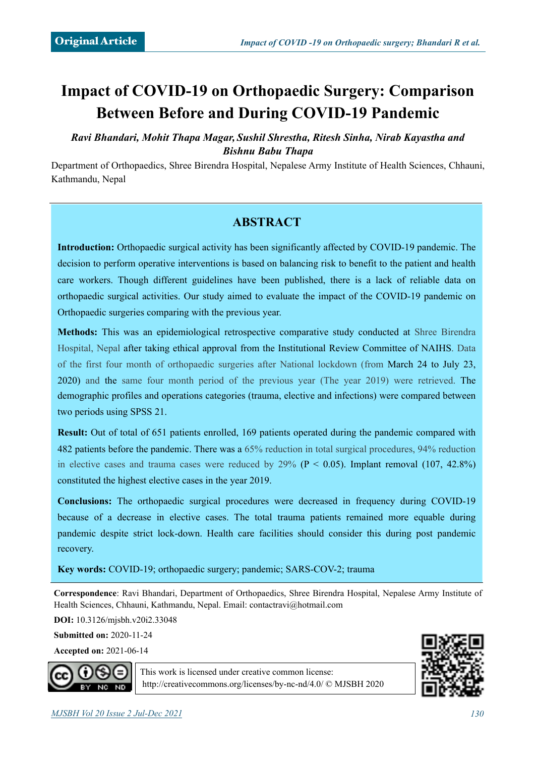**Original Article**

# Impact of COVID-19 on Orthopaedic Surgery: Comparison Between Before and During COVID-19 Pandemic

***Ravi Bhandari, Mohit Thapa Magar, Sushil Shrestha, Ritesh Sinha, Nirab Kayastha and Bishnu Babu Thapa***

Department of Orthopaedics, Shree Birendra Hospital, Nepalese Army Institute of Health Sciences, Chhauni, Kathmandu, Nepal

## ABSTRACT

**Introduction:** Orthopaedic surgical activity has been significantly affected by COVID-19 pandemic. The decision to perform operative interventions is based on balancing risk to benefit to the patient and health care workers. Though different guidelines have been published, there is a lack of reliable data on orthopaedic surgical activities. Our study aimed to evaluate the impact of the COVID-19 pandemic on Orthopaedic surgeries comparing with the previous year.

**Methods:** This was an epidemiological retrospective comparative study conducted at Shree Birendra Hospital, Nepal after taking ethical approval from the Institutional Review Committee of NAIHS. Data of the first four month of orthopaedic surgeries after National lockdown (from March 24 to July 23, 2020) and the same four month period of the previous year (The year 2019) were retrieved. The demographic profiles and operations categories (trauma, elective and infections) were compared between two periods using SPSS 21.

**Result:** Out of total of 651 patients enrolled, 169 patients operated during the pandemic compared with 482 patients before the pandemic. There was a 65% reduction in total surgical procedures, 94% reduction in elective cases and trauma cases were reduced by 29% ($P < 0.05$). Implant removal (107, 42.8%) constituted the highest elective cases in the year 2019.

**Conclusions:** The orthopaedic surgical procedures were decreased in frequency during COVID-19 because of a decrease in elective cases. The total trauma patients remained more equable during pandemic despite strict lock-down. Health care facilities should consider this during post pandemic recovery.

**Key words:** COVID-19; orthopaedic surgery; pandemic; SARS-COV-2; trauma

**Correspondence**: Ravi Bhandari, Department of Orthopaedics, Shree Birendra Hospital, Nepalese Army Institute of Health Sciences, Chhauni, Kathmandu, Nepal. Email: contactravi@hotmail.com

**DOI:** 10.3126/mjsbh.v20i2.33048

**Submitted on:** 2020-11-24

**Accepted on:** 2021-06-14

This work is licensed under creative common license: http://creativecommons.org/licenses/by-nc-nd/4.0/ © MJSBH 2020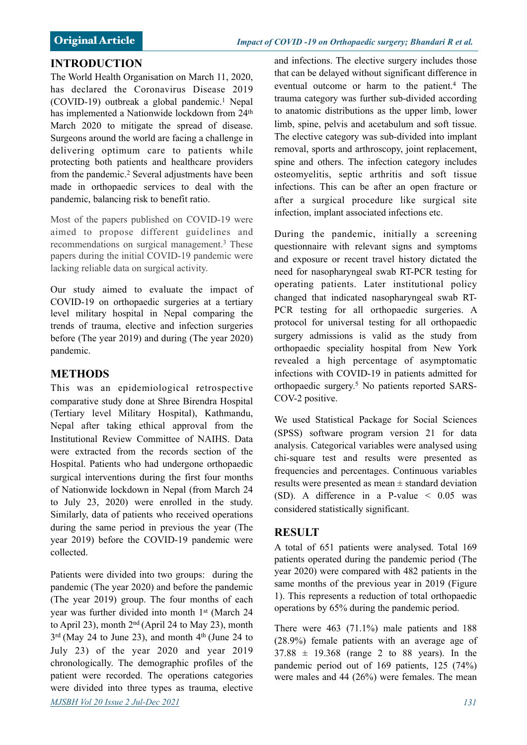## INTRODUCTION

The World Health Organisation on March 11, 2020, has declared the Coronavirus Disease 2019 (COVID-19) outbreak a global pandemic.[1] Nepal has implemented a Nationwide lockdown from 24th March 2020 to mitigate the spread of disease. Surgeons around the world are facing a challenge in delivering optimum care to patients while protecting both patients and healthcare providers from the pandemic.[2] Several adjustments have been made in orthopaedic services to deal with the pandemic, balancing risk to benefit ratio.

Most of the papers published on COVID-19 were aimed to propose different guidelines and recommendations on surgical management.[3] These papers during the initial COVID-19 pandemic were lacking reliable data on surgical activity.

Our study aimed to evaluate the impact of COVID-19 on orthopaedic surgeries at a tertiary level military hospital in Nepal comparing the trends of trauma, elective and infection surgeries before (The year 2019) and during (The year 2020) pandemic.

## METHODS

This was an epidemiological retrospective comparative study done at Shree Birendra Hospital (Tertiary level Military Hospital), Kathmandu, Nepal after taking ethical approval from the Institutional Review Committee of NAIHS. Data were extracted from the records section of the Hospital. Patients who had undergone orthopaedic surgical interventions during the first four months of Nationwide lockdown in Nepal (from March 24 to July 23, 2020) were enrolled in the study. Similarly, data of patients who received operations during the same period in previous the year (The year 2019) before the COVID-19 pandemic were collected.

Patients were divided into two groups: during the pandemic (The year 2020) and before the pandemic (The year 2019) group. The four months of each year was further divided into month 1st (March 24 to April 23), month 2nd (April 24 to May 23), month 3rd (May 24 to June 23), and month 4th (June 24 to July 23) of the year 2020 and year 2019 chronologically. The demographic profiles of the patient were recorded. The operations categories were divided into three types as trauma, elective and infections. The elective surgery includes those that can be delayed without significant difference in eventual outcome or harm to the patient.[4] The trauma category was further sub-divided according to anatomic distributions as the upper limb, lower limb, spine, pelvis and acetabulum and soft tissue. The elective category was sub-divided into implant removal, sports and arthroscopy, joint replacement, spine and others. The infection category includes osteomyelitis, septic arthritis and soft tissue infections. This can be after an open fracture or after a surgical procedure like surgical site infection, implant associated infections etc.

During the pandemic, initially a screening questionnaire with relevant signs and symptoms and exposure or recent travel history dictated the need for nasopharyngeal swab RT-PCR testing for operating patients. Later institutional policy changed that indicated nasopharyngeal swab RT-PCR testing for all orthopaedic surgeries. A protocol for universal testing for all orthopaedic surgery admissions is valid as the study from orthopaedic speciality hospital from New York revealed a high percentage of asymptomatic infections with COVID-19 in patients admitted for orthopaedic surgery.[5] No patients reported SARS-COV-2 positive.

We used Statistical Package for Social Sciences (SPSS) software program version 21 for data analysis. Categorical variables were analysed using chi-square test and results were presented as frequencies and percentages. Continuous variables results were presented as mean ± standard deviation (SD). A difference in a P-value $< 0.05$ was considered statistically significant.

## RESULT

A total of 651 patients were analysed. Total 169 patients operated during the pandemic period (The year 2020) were compared with 482 patients in the same months of the previous year in 2019 (Figure 1). This represents a reduction of total orthopaedic operations by 65% during the pandemic period.

There were 463 (71.1%) male patients and 188 (28.9%) female patients with an average age of $37.88 \pm 19.368$ (range 2 to 88 years). In the pandemic period out of 169 patients, 125 (74%) were males and 44 (26%) were females. The mean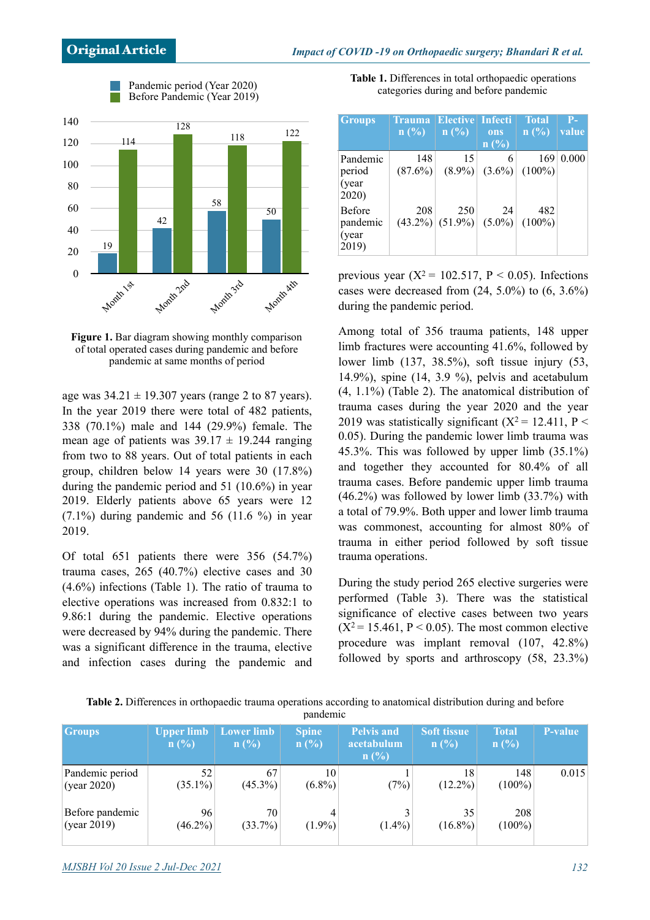Figure 1. Bar diagram showing monthly comparison of total operated cases during pandemic and before pandemic at same months of period

age was 34.21 ± 19.307 years (range 2 to 87 years). In the year 2019 there were total of 482 patients, 338 (70.1%) male and 144 (29.9%) female. The mean age of patients was 39.17 ± 19.244 ranging from two to 88 years. Out of total patients in each group, children below 14 years were 30 (17.8%) during the pandemic period and 51 (10.6%) in year 2019. Elderly patients above 65 years were 12 (7.1%) during pandemic and 56 (11.6 %) in year 2019.

Of total 651 patients there were 356 (54.7%) trauma cases, 265 (40.7%) elective cases and 30 (4.6%) infections (Table 1). The ratio of trauma to elective operations was increased from 0.832:1 to 9.86:1 during the pandemic. Elective operations were decreased by 94% during the pandemic. There was a significant difference in the trauma, elective and infection cases during the pandemic and previous year ($X^2$ = 102.517, $P < 0.05$). Infections cases were decreased from (24, 5.0%) to (6, 3.6%) during the pandemic period.

**Table 1.** Differences in total orthopaedic operations categories during and before pandemic

| Groups | Trauma n (%) | Elective n (%) | Infections n (%) | Total n (%) | P-value |
|---|---|---|---|---|---|
| Pandemic period (year 2020) | 148 (87.6%) | 15 (8.9%) | 6 (3.6%) | 169 (100%) | 0.000 |
| Before pandemic (year 2019) | 208 (43.2%) | 250 (51.9%) | 24 (5.0%) | 482 (100%) | |

Among total of 356 trauma patients, 148 upper limb fractures were accounting 41.6%, followed by lower limb (137, 38.5%), soft tissue injury (53, 14.9%), spine (14, 3.9 %), pelvis and acetabulum (4, 1.1%) (Table 2). The anatomical distribution of trauma cases during the year 2020 and the year 2019 was statistically significant ($X^2$ = 12.411, $P < 0.05$). During the pandemic lower limb trauma was 45.3%. This was followed by upper limb (35.1%) and together they accounted for 80.4% of all trauma cases. Before pandemic upper limb trauma (46.2%) was followed by lower limb (33.7%) with a total of 79.9%. Both upper and lower limb trauma was commonest, accounting for almost 80% of trauma in either period followed by soft tissue trauma operations.

During the study period 265 elective surgeries were performed (Table 3). There was the statistical significance of elective cases between two years ($X^2$ = 15.461, $P < 0.05$). The most common elective procedure was implant removal (107, 42.8%) followed by sports and arthroscopy (58, 23.3%)

**Table 2.** Differences in orthopaedic trauma operations according to anatomical distribution during and before pandemic

| Groups | Upper limb n (%) | Lower limb n (%) | Spine n (%) | Pelvis and acetabulum n (%) | Soft tissue n (%) | Total n (%) | P-value |
|---|---|---|---|---|---|---|---|
| Pandemic period (year 2020) | 52 (35.1%) | 67 (45.3%) | 10 (6.8%) | 1 (7%) | 18 (12.2%) | 148 (100%) | 0.015 |
| Before pandemic (year 2019) | 96 (46.2%) | 70 (33.7%) | 4 (1.9%) | 3 (1.4%) | 35 (16.8%) | 208 (100%) | |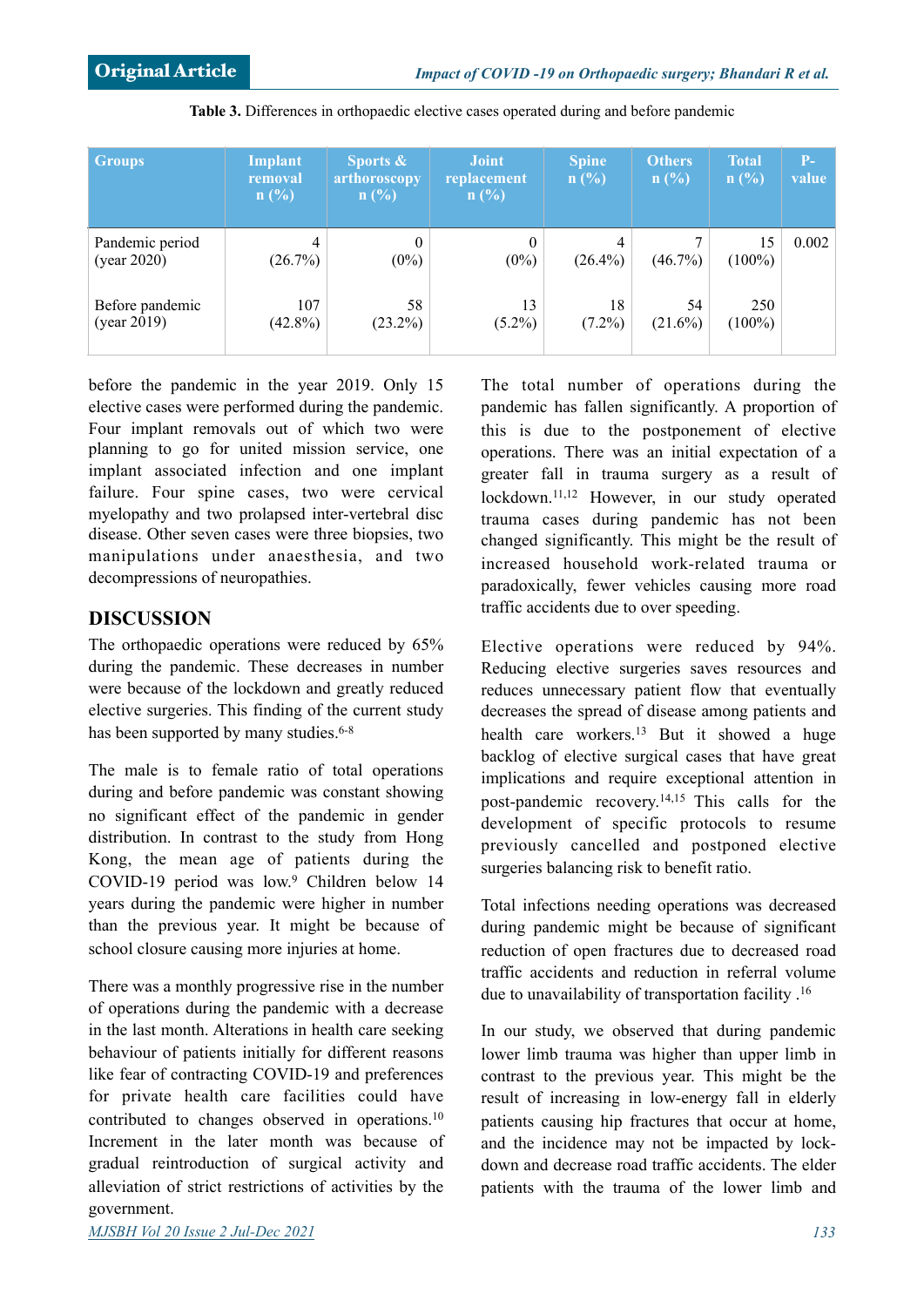**Table 3.** Differences in orthopaedic elective cases operated during and before pandemic

| Groups | Implant removal n (%) | Sports & arthoroscopy n (%) | Joint replacement n (%) | Spine n (%) | Others n (%) | Total n (%) | P-value |
|---|---|---|---|---|---|---|---|
| Pandemic period (year 2020) | 4 (26.7%) | 0 (0%) | 0 (0%) | 4 (26.4%) | 7 (46.7%) | 15 (100%) | 0.002 |
| Before pandemic (year 2019) | 107 (42.8%) | 58 (23.2%) | 13 (5.2%) | 18 (7.2%) | 54 (21.6%) | 250 (100%) | |

before the pandemic in the year 2019. Only 15 elective cases were performed during the pandemic. Four implant removals out of which two were planning to go for united mission service, one implant associated infection and one implant failure. Four spine cases, two were cervical myelopathy and two prolapsed inter-vertebral disc disease. Other seven cases were three biopsies, two manipulations under anaesthesia, and two decompressions of neuropathies.

## DISCUSSION

The orthopaedic operations were reduced by 65% during the pandemic. These decreases in number were because of the lockdown and greatly reduced elective surgeries. This finding of the current study has been supported by many studies.[6-8]

The male is to female ratio of total operations during and before pandemic was constant showing no significant effect of the pandemic in gender distribution. In contrast to the study from Hong Kong, the mean age of patients during the COVID-19 period was low.[9] Children below 14 years during the pandemic were higher in number than the previous year. It might be because of school closure causing more injuries at home.

There was a monthly progressive rise in the number of operations during the pandemic with a decrease in the last month. Alterations in health care seeking behaviour of patients initially for different reasons like fear of contracting COVID-19 and preferences for private health care facilities could have contributed to changes observed in operations.[10] Increment in the later month was because of gradual reintroduction of surgical activity and alleviation of strict restrictions of activities by the government.

The total number of operations during the pandemic has fallen significantly. A proportion of this is due to the postponement of elective operations. There was an initial expectation of a greater fall in trauma surgery as a result of lockdown.[11,12] However, in our study operated trauma cases during pandemic has not been changed significantly. This might be the result of increased household work-related trauma or paradoxically, fewer vehicles causing more road traffic accidents due to over speeding.

Elective operations were reduced by 94%. Reducing elective surgeries saves resources and reduces unnecessary patient flow that eventually decreases the spread of disease among patients and health care workers.[13] But it showed a huge backlog of elective surgical cases that have great implications and require exceptional attention in post-pandemic recovery.[14,15] This calls for the development of specific protocols to resume previously cancelled and postponed elective surgeries balancing risk to benefit ratio.

Total infections needing operations was decreased during pandemic might be because of significant reduction of open fractures due to decreased road traffic accidents and reduction in referral volume due to unavailability of transportation facility .[16]

In our study, we observed that during pandemic lower limb trauma was higher than upper limb in contrast to the previous year. This might be the result of increasing in low-energy fall in elderly patients causing hip fractures that occur at home, and the incidence may not be impacted by lock-down and decrease road traffic accidents. The elder patients with the trauma of the lower limb and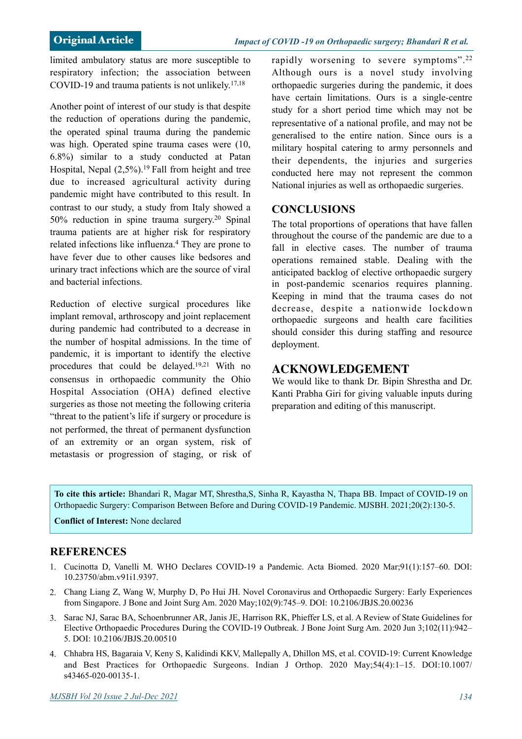limited ambulatory status are more susceptible to respiratory infection; the association between COVID-19 and trauma patients is not unlikely.[17,18]

Another point of interest of our study is that despite the reduction of operations during the pandemic, the operated spinal trauma during the pandemic was high. Operated spine trauma cases were (10, 6.8%) similar to a study conducted at Patan Hospital, Nepal (2,5%).[19] Fall from height and tree due to increased agricultural activity during pandemic might have contributed to this result. In contrast to our study, a study from Italy showed a 50% reduction in spine trauma surgery.[20] Spinal trauma patients are at higher risk for respiratory related infections like influenza.[4] They are prone to have fever due to other causes like bedsores and urinary tract infections which are the source of viral and bacterial infections.

Reduction of elective surgical procedures like implant removal, arthroscopy and joint replacement during pandemic had contributed to a decrease in the number of hospital admissions. In the time of pandemic, it is important to identify the elective procedures that could be delayed.[19,21] With no consensus in orthopaedic community the Ohio Hospital Association (OHA) defined elective surgeries as those not meeting the following criteria "threat to the patient's life if surgery or procedure is not performed, the threat of permanent dysfunction of an extremity or an organ system, risk of metastasis or progression of staging, or risk of rapidly worsening to severe symptoms".[22] Although ours is a novel study involving orthopaedic surgeries during the pandemic, it does have certain limitations. Ours is a single-centre study for a short period time which may not be representative of a national profile, and may not be generalised to the entire nation. Since ours is a military hospital catering to army personnels and their dependents, the injuries and surgeries conducted here may not represent the common National injuries as well as orthopaedic surgeries.

## CONCLUSIONS

The total proportions of operations that have fallen throughout the course of the pandemic are due to a fall in elective cases. The number of trauma operations remained stable. Dealing with the anticipated backlog of elective orthopaedic surgery in post-pandemic scenarios requires planning. Keeping in mind that the trauma cases do not decrease, despite a nationwide lockdown orthopaedic surgeons and health care facilities should consider this during staffing and resource deployment.

## ACKNOWLEDGEMENT

We would like to thank Dr. Bipin Shrestha and Dr. Kanti Prabha Giri for giving valuable inputs during preparation and editing of this manuscript.

**To cite this article:** Bhandari R, Magar MT, Shrestha,S, Sinha R, Kayastha N, Thapa BB. Impact of COVID-19 on Orthopaedic Surgery: Comparison Between Before and During COVID-19 Pandemic. MJSBH. 2021;20(2):130-5.

**Conflict of Interest:** None declared

## REFERENCES

1. Cucinotta D, Vanelli M. WHO Declares COVID-19 a Pandemic. Acta Biomed. 2020 Mar;91(1):157–60. DOI: 10.23750/abm.v91i1.9397.
2. Chang Liang Z, Wang W, Murphy D, Po Hui JH. Novel Coronavirus and Orthopaedic Surgery: Early Experiences from Singapore. J Bone and Joint Surg Am. 2020 May;102(9):745–9. DOI: 10.2106/JBJS.20.00236
3. Sarac NJ, Sarac BA, Schoenbrunner AR, Janis JE, Harrison RK, Phieffer LS, et al. A Review of State Guidelines for Elective Orthopaedic Procedures During the COVID-19 Outbreak. J Bone Joint Surg Am. 2020 Jun 3;102(11):942–5. DOI: 10.2106/JBJS.20.00510
4. Chhabra HS, Bagaraia V, Keny S, Kalidindi KKV, Mallepally A, Dhillon MS, et al. COVID-19: Current Knowledge and Best Practices for Orthopaedic Surgeons. Indian J Orthop. 2020 May;54(4):1–15. DOI:10.1007/s43465-020-00135-1.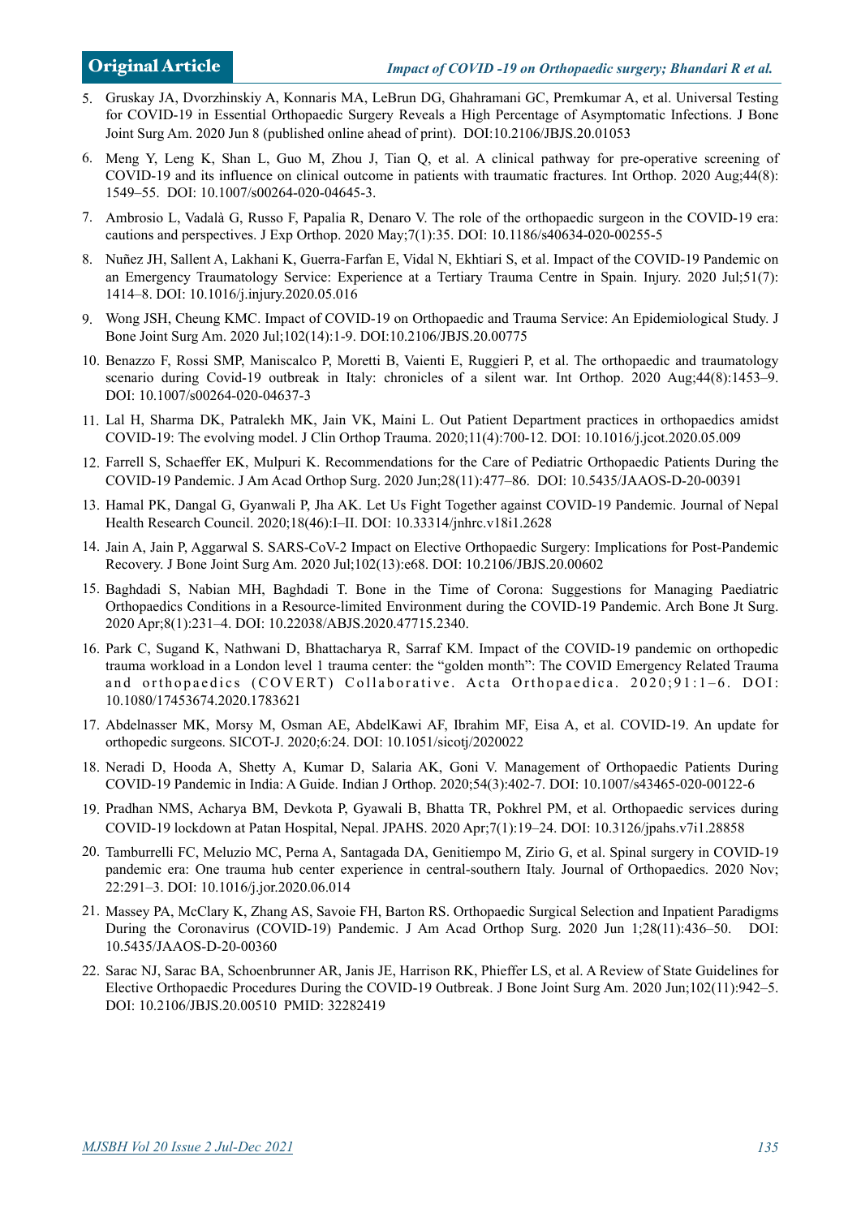5. Gruskay JA, Dvorzhinskiy A, Konnaris MA, LeBrun DG, Ghahramani GC, Premkumar A, et al. Universal Testing for COVID-19 in Essential Orthopaedic Surgery Reveals a High Percentage of Asymptomatic Infections. J Bone Joint Surg Am. 2020 Jun 8 (published online ahead of print). DOI:10.2106/JBJS.20.01053

6. Meng Y, Leng K, Shan L, Guo M, Zhou J, Tian Q, et al. A clinical pathway for pre-operative screening of COVID-19 and its influence on clinical outcome in patients with traumatic fractures. Int Orthop. 2020 Aug;44(8): 1549–55. DOI: 10.1007/s00264-020-04645-3.

7. Ambrosio L, Vadalà G, Russo F, Papalia R, Denaro V. The role of the orthopaedic surgeon in the COVID-19 era: cautions and perspectives. J Exp Orthop. 2020 May;7(1):35. DOI: 10.1186/s40634-020-00255-5

8. Nuñez JH, Sallent A, Lakhani K, Guerra-Farfan E, Vidal N, Ekhtiari S, et al. Impact of the COVID-19 Pandemic on an Emergency Traumatology Service: Experience at a Tertiary Trauma Centre in Spain. Injury. 2020 Jul;51(7): 1414–8. DOI: 10.1016/j.injury.2020.05.016

9. Wong JSH, Cheung KMC. Impact of COVID-19 on Orthopaedic and Trauma Service: An Epidemiological Study. J Bone Joint Surg Am. 2020 Jul;102(14):1-9. DOI:10.2106/JBJS.20.00775

10. Benazzo F, Rossi SMP, Maniscalco P, Moretti B, Vaienti E, Ruggieri P, et al. The orthopaedic and traumatology scenario during Covid-19 outbreak in Italy: chronicles of a silent war. Int Orthop. 2020 Aug;44(8):1453–9. DOI: 10.1007/s00264-020-04637-3

11. Lal H, Sharma DK, Patralekh MK, Jain VK, Maini L. Out Patient Department practices in orthopaedics amidst COVID-19: The evolving model. J Clin Orthop Trauma. 2020;11(4):700-12. DOI: 10.1016/j.jcot.2020.05.009

12. Farrell S, Schaeffer EK, Mulpuri K. Recommendations for the Care of Pediatric Orthopaedic Patients During the COVID-19 Pandemic. J Am Acad Orthop Surg. 2020 Jun;28(11):477–86. DOI: 10.5435/JAAOS-D-20-00391

13. Hamal PK, Dangal G, Gyanwali P, Jha AK. Let Us Fight Together against COVID-19 Pandemic. Journal of Nepal Health Research Council. 2020;18(46):I–II. DOI: 10.33314/jnhrc.v18i1.2628

14. Jain A, Jain P, Aggarwal S. SARS-CoV-2 Impact on Elective Orthopaedic Surgery: Implications for Post-Pandemic Recovery. J Bone Joint Surg Am. 2020 Jul;102(13):e68. DOI: 10.2106/JBJS.20.00602

15. Baghdadi S, Nabian MH, Baghdadi T. Bone in the Time of Corona: Suggestions for Managing Paediatric Orthopaedics Conditions in a Resource-limited Environment during the COVID-19 Pandemic. Arch Bone Jt Surg. 2020 Apr;8(1):231–4. DOI: 10.22038/ABJS.2020.47715.2340.

16. Park C, Sugand K, Nathwani D, Bhattacharya R, Sarraf KM. Impact of the COVID-19 pandemic on orthopedic trauma workload in a London level 1 trauma center: the "golden month": The COVID Emergency Related Trauma and orthopaedics (COVERT) Collaborative. Acta Orthopaedica. 2020;91:1–6. DOI: 10.1080/17453674.2020.1783621

17. Abdelnasser MK, Morsy M, Osman AE, AbdelKawi AF, Ibrahim MF, Eisa A, et al. COVID-19. An update for orthopedic surgeons. SICOT-J. 2020;6:24. DOI: 10.1051/sicotj/2020022

18. Neradi D, Hooda A, Shetty A, Kumar D, Salaria AK, Goni V. Management of Orthopaedic Patients During COVID-19 Pandemic in India: A Guide. Indian J Orthop. 2020;54(3):402-7. DOI: 10.1007/s43465-020-00122-6

19. Pradhan NMS, Acharya BM, Devkota P, Gyawali B, Bhatta TR, Pokhrel PM, et al. Orthopaedic services during COVID-19 lockdown at Patan Hospital, Nepal. JPAHS. 2020 Apr;7(1):19–24. DOI: 10.3126/jpahs.v7i1.28858

20. Tamburrelli FC, Meluzio MC, Perna A, Santagada DA, Genitiempo M, Zirio G, et al. Spinal surgery in COVID-19 pandemic era: One trauma hub center experience in central-southern Italy. Journal of Orthopaedics. 2020 Nov; 22:291–3. DOI: 10.1016/j.jor.2020.06.014

21. Massey PA, McClary K, Zhang AS, Savoie FH, Barton RS. Orthopaedic Surgical Selection and Inpatient Paradigms During the Coronavirus (COVID-19) Pandemic. J Am Acad Orthop Surg. 2020 Jun 1;28(11):436–50. DOI: 10.5435/JAAOS-D-20-00360

22. Sarac NJ, Sarac BA, Schoenbrunner AR, Janis JE, Harrison RK, Phieffer LS, et al. A Review of State Guidelines for Elective Orthopaedic Procedures During the COVID-19 Outbreak. J Bone Joint Surg Am. 2020 Jun;102(11):942–5. DOI: 10.2106/JBJS.20.00510 PMID: 32282419